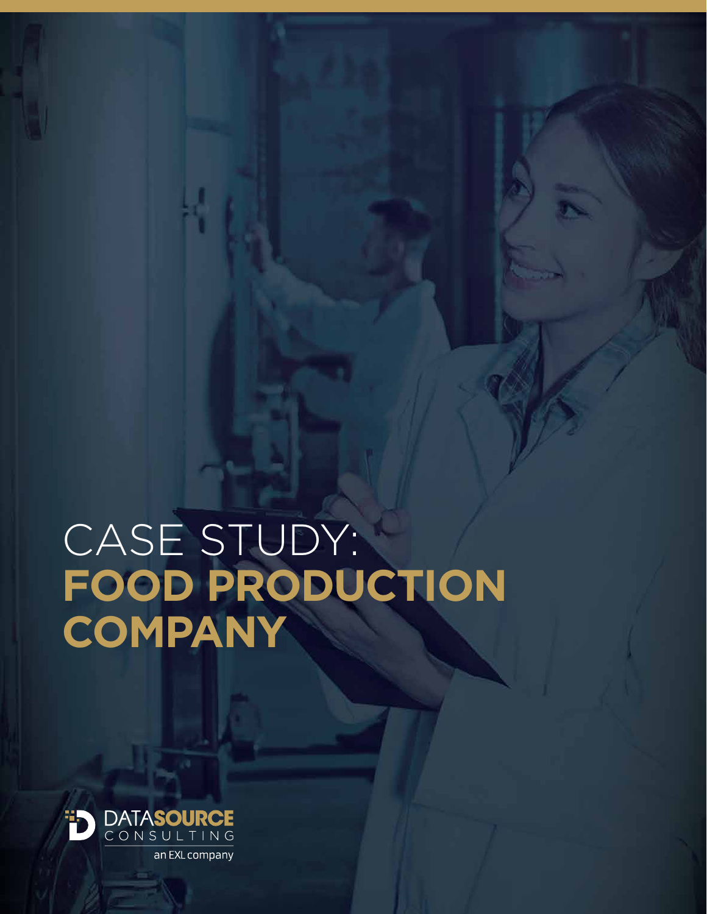# CASE STUDY: **FOOD PRODUCTION COMPANY**

DATASOURCE CONSULTING

an EXL company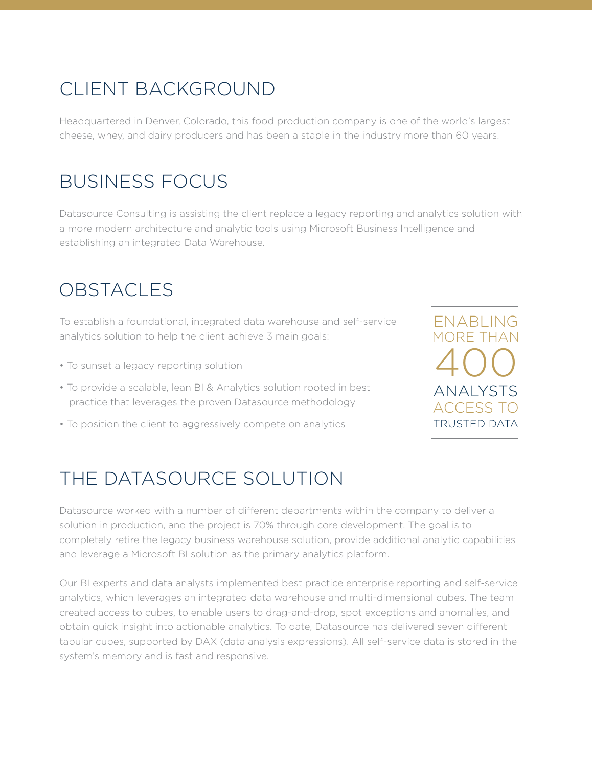## CLIENT BACKGROUND

Headquartered in Denver, Colorado, this food production company is one of the world's largest cheese, whey, and dairy producers and has been a staple in the industry more than 60 years.

## BUSINESS FOCUS

Datasource Consulting is assisting the client replace a legacy reporting and analytics solution with a more modern architecture and analytic tools using Microsoft Business Intelligence and establishing an integrated Data Warehouse.

## OBSTACLES

To establish a foundational, integrated data warehouse and self-service analytics solution to help the client achieve 3 main goals:

- To sunset a legacy reporting solution
- To provide a scalable, lean BI & Analytics solution rooted in best practice that leverages the proven Datasource methodology
- To position the client to aggressively compete on analytics

ENABLING MORE THAN 400 ANALYSTS ACCESS TO TRUSTED DATA

## THE DATASOURCE SOLUTION

Datasource worked with a number of different departments within the company to deliver a solution in production, and the project is 70% through core development. The goal is to completely retire the legacy business warehouse solution, provide additional analytic capabilities and leverage a Microsoft BI solution as the primary analytics platform.

Our BI experts and data analysts implemented best practice enterprise reporting and self-service analytics, which leverages an integrated data warehouse and multi-dimensional cubes. The team created access to cubes, to enable users to drag-and-drop, spot exceptions and anomalies, and obtain quick insight into actionable analytics. To date, Datasource has delivered seven different tabular cubes, supported by DAX (data analysis expressions). All self-service data is stored in the system's memory and is fast and responsive.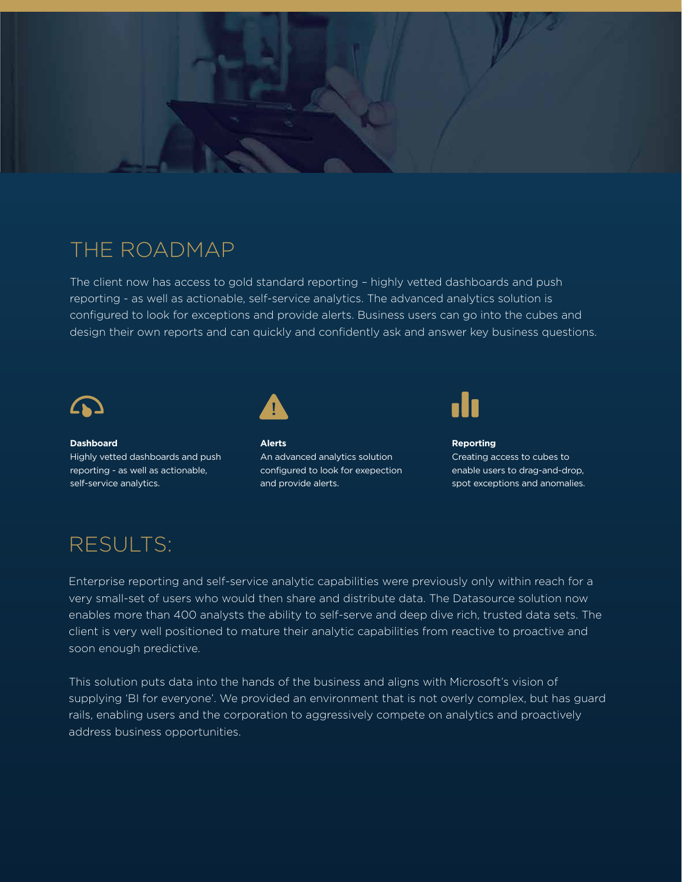## THE ROADMAP

The client now has access to gold standard reporting – highly vetted dashboards and push reporting - as well as actionable, self-service analytics. The advanced analytics solution is configured to look for exceptions and provide alerts. Business users can go into the cubes and design their own reports and can quickly and confidently ask and answer key business questions.

**Dashboard**
Highly vetted dashboards and push reporting - as well as actionable, self-service analytics.

**Alerts**
An advanced analytics solution configured to look for exepection and provide alerts.

**Reporting**
Creating access to cubes to enable users to drag-and-drop, spot exceptions and anomalies.

## RESULTS:

Enterprise reporting and self-service analytic capabilities were previously only within reach for a very small-set of users who would then share and distribute data. The Datasource solution now enables more than 400 analysts the ability to self-serve and deep dive rich, trusted data sets. The client is very well positioned to mature their analytic capabilities from reactive to proactive and soon enough predictive.

This solution puts data into the hands of the business and aligns with Microsoft's vision of supplying 'BI for everyone'. We provided an environment that is not overly complex, but has guard rails, enabling users and the corporation to aggressively compete on analytics and proactively address business opportunities.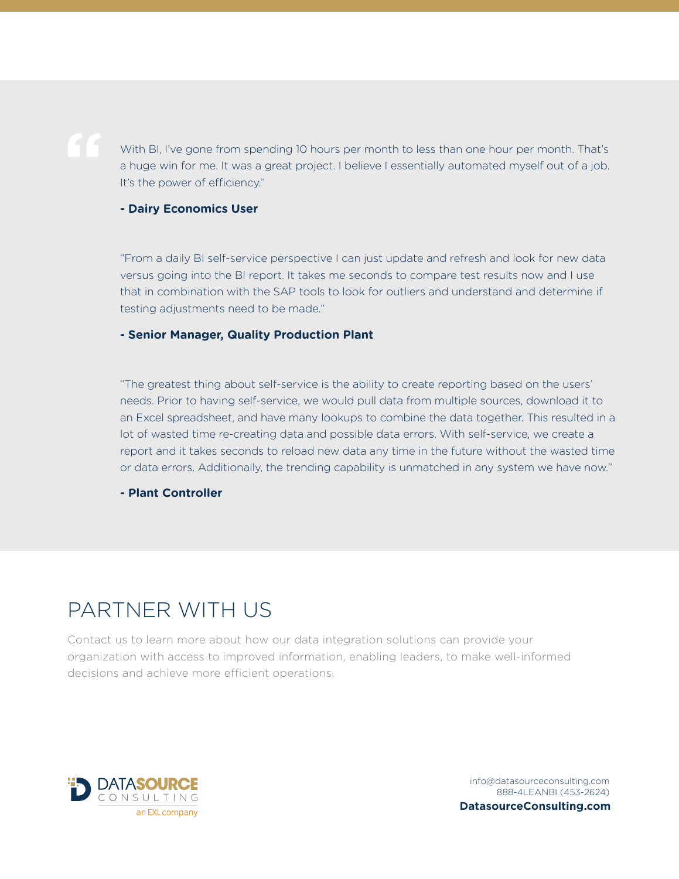"With BI, I've gone from spending 10 hours per month to less than one hour per month. That's a huge win for me. It was a great project. I believe I essentially automated myself out of a job. It's the power of efficiency."

**- Dairy Economics User**

"From a daily BI self-service perspective I can just update and refresh and look for new data versus going into the BI report. It takes me seconds to compare test results now and I use that in combination with the SAP tools to look for outliers and understand and determine if testing adjustments need to be made."

**- Senior Manager, Quality Production Plant**

"The greatest thing about self-service is the ability to create reporting based on the users' needs. Prior to having self-service, we would pull data from multiple sources, download it to an Excel spreadsheet, and have many lookups to combine the data together. This resulted in a lot of wasted time re-creating data and possible data errors. With self-service, we create a report and it takes seconds to reload new data any time in the future without the wasted time or data errors. Additionally, the trending capability is unmatched in any system we have now."

**- Plant Controller**

## PARTNER WITH US

Contact us to learn more about how our data integration solutions can provide your organization with access to improved information, enabling leaders, to make well-informed decisions and achieve more efficient operations.

DATASOURCE CONSULTING
an EXL company

info@datasourceconsulting.com
888-4LEANBI (453-2624)
**DatasourceConsulting.com**